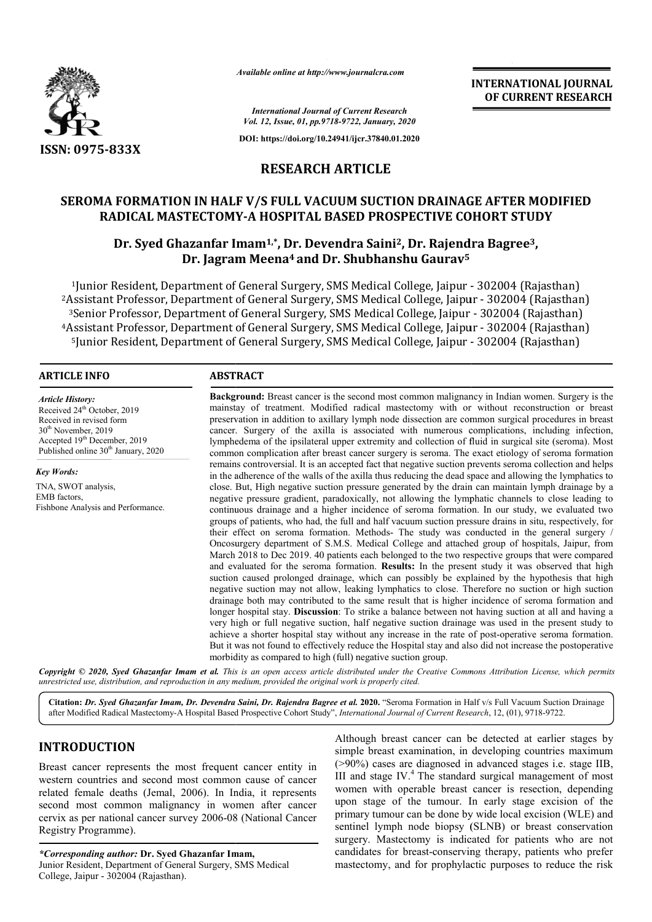*Available online at http://www.journalcra.com*

ISSN: 0975-833X

*International Journal of Current Research*
*Vol. 12, Issue, 01, pp.9718-9722, January, 2020*

**DOI: https://doi.org/10.24941/ijcr.37840.01.2020**

**INTERNATIONAL JOURNAL OF CURRENT RESEARCH**

# RESEARCH ARTICLE

## SEROMA FORMATION IN HALF V/S FULL VACUUM SUCTION DRAINAGE AFTER MODIFIED RADICAL MASTECTOMY-A HOSPITAL BASED PROSPECTIVE COHORT STUDY

**Dr. Syed Ghazanfar Imam[1,*], Dr. Devendra Saini[2], Dr. Rajendra Bagree[3], Dr. Jagram Meena[4] and Dr. Shubhanshu Gaurav[5]**

[1]Junior Resident, Department of General Surgery, SMS Medical College, Jaipur - 302004 (Rajasthan)
[2]Assistant Professor, Department of General Surgery, SMS Medical College, Jaipur - 302004 (Rajasthan)
[3]Senior Professor, Department of General Surgery, SMS Medical College, Jaipur - 302004 (Rajasthan)
[4]Assistant Professor, Department of General Surgery, SMS Medical College, Jaipur - 302004 (Rajasthan)
[5]Junior Resident, Department of General Surgery, SMS Medical College, Jaipur - 302004 (Rajasthan)

### ARTICLE INFO

***Article History:***
Received 24th October, 2019
Received in revised form
30th November, 2019
Accepted 19th December, 2019
Published online 30th January, 2020

***Key Words:***
TNA, SWOT analysis,
EMB factors,
Fishbone Analysis and Performance.

### ABSTRACT

**Background:** Breast cancer is the second most common malignancy in Indian women. Surgery is the mainstay of treatment. Modified radical mastectomy with or without reconstruction or breast preservation in addition to axillary lymph node dissection are common surgical procedures in breast cancer. Surgery of the axilla is associated with numerous complications, including infection, lymphedema of the ipsilateral upper extremity and collection of fluid in surgical site (seroma). Most common complication after breast cancer surgery is seroma. The exact etiology of seroma formation remains controversial. It is an accepted fact that negative suction prevents seroma collection and helps in the adherence of the walls of the axilla thus reducing the dead space and allowing the lymphatics to close. But, High negative suction pressure generated by the drain can maintain lymph drainage by a negative pressure gradient, paradoxically, not allowing the lymphatic channels to close leading to continuous drainage and a higher incidence of seroma formation. In our study, we evaluated two groups of patients, who had, the full and half vacuum suction pressure drains in situ, respectively, for their effect on seroma formation. Methods- The study was conducted in the general surgery / Oncosurgery department of S.M.S. Medical College and attached group of hospitals, Jaipur, from March 2018 to Dec 2019. 40 patients each belonged to the two respective groups that were compared and evaluated for the seroma formation. **Results:** In the present study it was observed that high suction caused prolonged drainage, which can possibly be explained by the hypothesis that high negative suction may not allow, leaking lymphatics to close. Therefore no suction or high suction drainage both may contributed to the same result that is higher incidence of seroma formation and longer hospital stay. **Discussion**: To strike a balance between not having suction at all and having a very high or full negative suction, half negative suction drainage was used in the present study to achieve a shorter hospital stay without any increase in the rate of post-operative seroma formation. But it was not found to effectively reduce the Hospital stay and also did not increase the postoperative morbidity as compared to high (full) negative suction group.

*Copyright © 2020, Syed Ghazanfar Imam et al. This is an open access article distributed under the Creative Commons Attribution License, which permits unrestricted use, distribution, and reproduction in any medium, provided the original work is properly cited.*

**Citation:** *Dr. Syed Ghazanfar Imam, Dr. Devendra Saini, Dr. Rajendra Bagree et al.* **2020.** "Seroma Formation in Half v/s Full Vacuum Suction Drainage after Modified Radical Mastectomy-A Hospital Based Prospective Cohort Study", *International Journal of Current Research*, 12, (01), 9718-9722.

## INTRODUCTION

Breast cancer represents the most frequent cancer entity in western countries and second most common cause of cancer related female deaths (Jemal, 2006). In India, it represents second most common malignancy in women after cancer cervix as per national cancer survey 2006-08 (National Cancer Registry Programme).

Although breast cancer can be detected at earlier stages by simple breast examination, in developing countries maximum (>90%) cases are diagnosed in advanced stages i.e. stage IIB, III and stage IV.[4] The standard surgical management of most women with operable breast cancer is resection, depending upon stage of the tumour. In early stage excision of the primary tumour can be done by wide local excision (WLE) and sentinel lymph node biopsy (SLNB) or breast conservation surgery. Mastectomy is indicated for patients who are not candidates for breast-conserving therapy, patients who prefer mastectomy, and for prophylactic purposes to reduce the risk

**\*Corresponding author: Dr. Syed Ghazanfar Imam,**
Junior Resident, Department of General Surgery, SMS Medical College, Jaipur - 302004 (Rajasthan).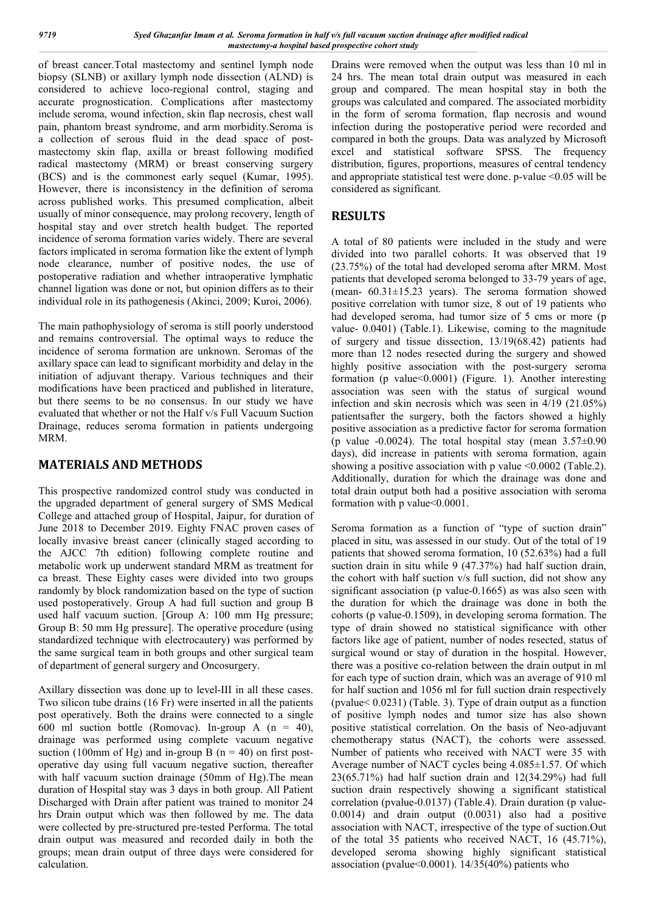of breast cancer.Total mastectomy and sentinel lymph node biopsy (SLNB) or axillary lymph node dissection (ALND) is considered to achieve loco-regional control, staging and accurate prognostication. Complications after mastectomy include seroma, wound infection, skin flap necrosis, chest wall pain, phantom breast syndrome, and arm morbidity.Seroma is a collection of serous fluid in the dead space of post-mastectomy skin flap, axilla or breast following modified radical mastectomy (MRM) or breast conserving surgery (BCS) and is the commonest early sequel (Kumar, 1995). However, there is inconsistency in the definition of seroma across published works. This presumed complication, albeit usually of minor consequence, may prolong recovery, length of hospital stay and over stretch health budget. The reported incidence of seroma formation varies widely. There are several factors implicated in seroma formation like the extent of lymph node clearance, number of positive nodes, the use of postoperative radiation and whether intraoperative lymphatic channel ligation was done or not, but opinion differs as to their individual role in its pathogenesis (Akinci, 2009; Kuroi, 2006).

The main pathophysiology of seroma is still poorly understood and remains controversial. The optimal ways to reduce the incidence of seroma formation are unknown. Seromas of the axillary space can lead to significant morbidity and delay in the initiation of adjuvant therapy. Various techniques and their modifications have been practiced and published in literature, but there seems to be no consensus. In our study we have evaluated that whether or not the Half v/s Full Vacuum Suction Drainage, reduces seroma formation in patients undergoing MRM.

## MATERIALS AND METHODS

This prospective randomized control study was conducted in the upgraded department of general surgery of SMS Medical College and attached group of Hospital, Jaipur, for duration of June 2018 to December 2019. Eighty FNAC proven cases of locally invasive breast cancer (clinically staged according to the AJCC 7th edition) following complete routine and metabolic work up underwent standard MRM as treatment for ca breast. These Eighty cases were divided into two groups randomly by block randomization based on the type of suction used postoperatively. Group A had full suction and group B used half vacuum suction. [Group A: 100 mm Hg pressure; Group B: 50 mm Hg pressure]. The operative procedure (using standardized technique with electrocautery) was performed by the same surgical team in both groups and other surgical team of department of general surgery and Oncosurgery.

Axillary dissection was done up to level-III in all these cases. Two silicon tube drains (16 Fr) were inserted in all the patients post operatively. Both the drains were connected to a single 600 ml suction bottle (Romovac). In-group A (n = 40), drainage was performed using complete vacuum negative suction (100mm of Hg) and in-group B (n = 40) on first post-operative day using full vacuum negative suction, thereafter with half vacuum suction drainage (50mm of Hg).The mean duration of Hospital stay was 3 days in both group. All Patient Discharged with Drain after patient was trained to monitor 24 hrs Drain output which was then followed by me. The data were collected by pre-structured pre-tested Performa. The total drain output was measured and recorded daily in both the groups; mean drain output of three days were considered for calculation.

Drains were removed when the output was less than 10 ml in 24 hrs. The mean total drain output was measured in each group and compared. The mean hospital stay in both the groups was calculated and compared. The associated morbidity in the form of seroma formation, flap necrosis and wound infection during the postoperative period were recorded and compared in both the groups. Data was analyzed by Microsoft excel and statistical software SPSS. The frequency distribution, figures, proportions, measures of central tendency and appropriate statistical test were done. p-value <0.05 will be considered as significant.

## RESULTS

A total of 80 patients were included in the study and were divided into two parallel cohorts. It was observed that 19 (23.75%) of the total had developed seroma after MRM. Most patients that developed seroma belonged to 33-79 years of age, (mean- 60.31±15.23 years). The seroma formation showed positive correlation with tumor size, 8 out of 19 patients who had developed seroma, had tumor size of 5 cms or more (p value- 0.0401) (Table.1). Likewise, coming to the magnitude of surgery and tissue dissection, 13/19(68.42) patients had more than 12 nodes resected during the surgery and showed highly positive association with the post-surgery seroma formation (p value<0.0001) (Figure. 1). Another interesting association was seen with the status of surgical wound infection and skin necrosis which was seen in 4/19 (21.05%) patientsafter the surgery, both the factors showed a highly positive association as a predictive factor for seroma formation (p value -0.0024). The total hospital stay (mean 3.57±0.90 days), did increase in patients with seroma formation, again showing a positive association with p value <0.0002 (Table.2). Additionally, duration for which the drainage was done and total drain output both had a positive association with seroma formation with p value<0.0001.

Seroma formation as a function of "type of suction drain" placed in situ, was assessed in our study. Out of the total of 19 patients that showed seroma formation, 10 (52.63%) had a full suction drain in situ while 9 (47.37%) had half suction drain, the cohort with half suction v/s full suction, did not show any significant association (p value-0.1665) as was also seen with the duration for which the drainage was done in both the cohorts (p value-0.1509), in developing seroma formation. The type of drain showed no statistical significance with other factors like age of patient, number of nodes resected, status of surgical wound or stay of duration in the hospital. However, there was a positive co-relation between the drain output in ml for each type of suction drain, which was an average of 910 ml for half suction and 1056 ml for full suction drain respectively (pvalue< 0.0231) (Table. 3). Type of drain output as a function of positive lymph nodes and tumor size has also shown positive statistical correlation. On the basis of Neo-adjuvant chemotherapy status (NACT), the cohorts were assessed. Number of patients who received with NACT were 35 with Average number of NACT cycles being 4.085±1.57. Of which 23(65.71%) had half suction drain and 12(34.29%) had full suction drain respectively showing a significant statistical correlation (pvalue-0.0137) (Table.4). Drain duration (p value-0.0014) and drain output (0.0031) also had a positive association with NACT, irrespective of the type of suction.Out of the total 35 patients who received NACT, 16 (45.71%), developed seroma showing highly significant statistical association (pvalue<0.0001). 14/35(40%) patients who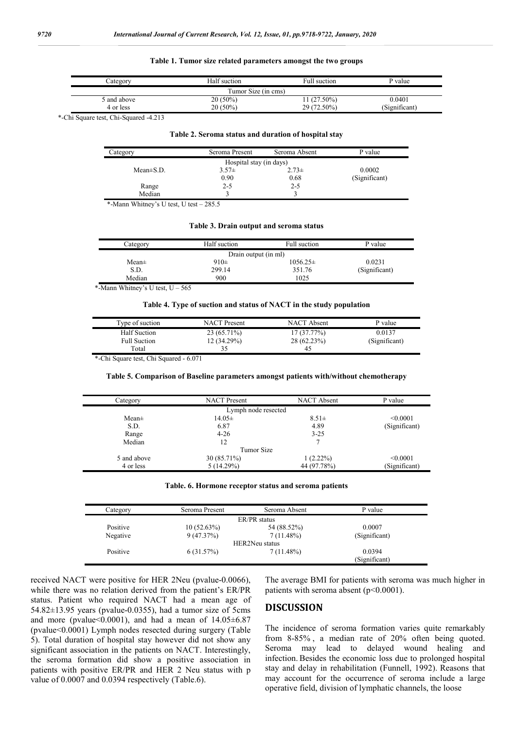**Table 1. Tumor size related parameters amongst the two groups**

| Category | Half suction | Full suction | P value |
|---|---|---|---|
| Tumor Size (in cms) | | | |
| 5 and above | 20 (50%) | 11 (27.50%) | 0.0401 |
| 4 or less | 20 (50%) | 29 (72.50%) | (Significant) |

*-Chi Square test, Chi-Squared -4.213

**Table 2. Seroma status and duration of hospital stay**

| Category | Seroma Present | Seroma Absent | P value |
|---|---|---|---|
| Hospital stay (in days) | | | |
| Mean±S.D. | 3.57± 0.90 | 2.73± 0.68 | 0.0002 (Significant) |
| Range | 2-5 | 2-5 | |
| Median | 3 | 3 | |

*-Mann Whitney's U test, U test – 285.5

**Table 3. Drain output and seroma status**

| Category | Half suction | Full suction | P value |
|---|---|---|---|
| Drain output (in ml) | | | |
| Mean± | 910± | 1056.25± | 0.0231 |
| S.D. | 299.14 | 351.76 | (Significant) |
| Median | 900 | 1025 | |

*-Mann Whitney's U test, U – 565

**Table 4. Type of suction and status of NACT in the study population**

| Type of suction | NACT Present | NACT Absent | P value |
|---|---|---|---|
| Half Suction | 23 (65.71%) | 17 (37.77%) | 0.0137 |
| Full Suction | 12 (34.29%) | 28 (62.23%) | (Significant) |
| Total | 35 | 45 | |

*-Chi Square test, Chi Squared - 6.071

**Table 5. Comparison of Baseline parameters amongst patients with/without chemotherapy**

| Category | NACT Present | NACT Absent | P value |
|---|---|---|---|
| Lymph node resected | | | |
| Mean± | 14.05± | 8.51± | <0.0001 |
| S.D. | 6.87 | 4.89 | (Significant) |
| Range | 4-26 | 3-25 | |
| Median | 12 | 7 | |
| Tumor Size | | | |
| 5 and above | 30 (85.71%) | 1 (2.22%) | <0.0001 |
| 4 or less | 5 (14.29%) | 44 (97.78%) | (Significant) |

**Table. 6. Hormone receptor status and seroma patients**

| Category | Seroma Present | Seroma Absent | P value |
|---|---|---|---|
| ER/PR status | | | |
| Positive | 10 (52.63%) | 54 (88.52%) | 0.0007 |
| Negative | 9 (47.37%) | 7 (11.48%) | (Significant) |
| HER2Neu status | | | |
| Positive | 6 (31.57%) | 7 (11.48%) | 0.0394 (Significant) |

received NACT were positive for HER 2Neu (pvalue-0.0066), while there was no relation derived from the patient's ER/PR status. Patient who required NACT had a mean age of 54.82±13.95 years (pvalue-0.0355), had a tumor size of 5cms and more (pvalue<0.0001), and had a mean of 14.05±6.87 (pvalue<0.0001) Lymph nodes resected during surgery (Table 5). Total duration of hospital stay however did not show any significant association in the patients on NACT. Interestingly, the seroma formation did show a positive association in patients with positive ER/PR and HER 2 Neu status with p value of 0.0007 and 0.0394 respectively (Table.6).

The average BMI for patients with seroma was much higher in patients with seroma absent (p<0.0001).

## DISCUSSION

The incidence of seroma formation varies quite remarkably from 8-85% , a median rate of 20% often being quoted. Seroma may lead to delayed wound healing and infection. Besides the economic loss due to prolonged hospital stay and delay in rehabilitation (Funnell, 1992). Reasons that may account for the occurrence of seroma include a large operative field, division of lymphatic channels, the loose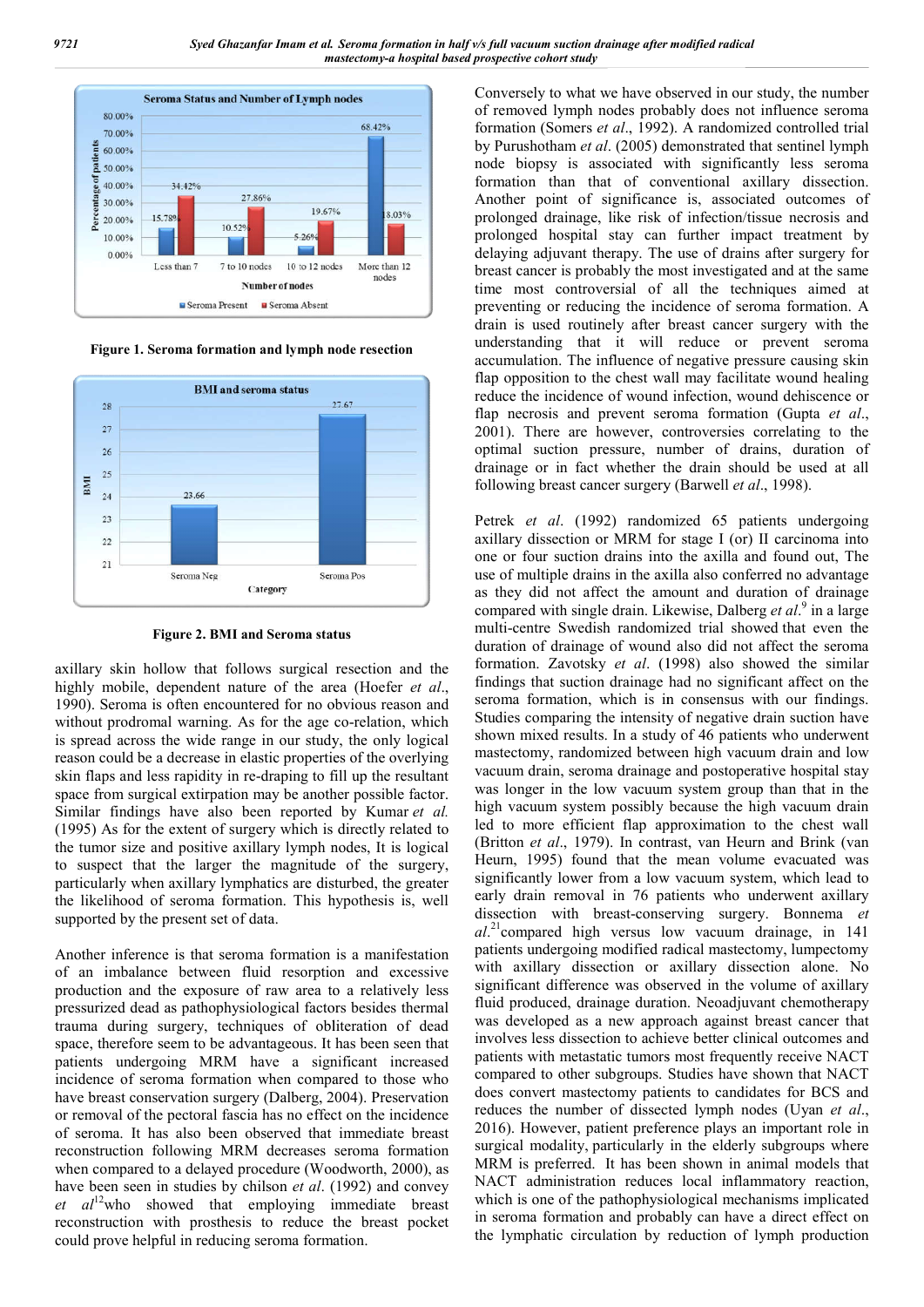Seroma Status and Number of Lymph nodes

80.00%
70.00%
60.00%
50.00%
40.00%
30.00%
20.00%
10.00%
0.00%

Percentage of patients

34.42%
15.78%
27.86%
10.52%
19.67%
5.26%
68.42%
18.03%

Less than 7
7 to 10 nodes
10 to 12 nodes
More than 12 nodes

Number of nodes

Seroma Present
Seroma Absent

**Figure 1. Seroma formation and lymph node resection**

BMI and seroma status

28
27
26
25
24
23
22
21

BMI

23.66
27.67

Seroma Neg
Seroma Pos

Category

**Figure 2. BMI and Seroma status**

axillary skin hollow that follows surgical resection and the highly mobile, dependent nature of the area (Hoefer *et al*., 1990). Seroma is often encountered for no obvious reason and without prodromal warning. As for the age co-relation, which is spread across the wide range in our study, the only logical reason could be a decrease in elastic properties of the overlying skin flaps and less rapidity in re-draping to fill up the resultant space from surgical extirpation may be another possible factor. Similar findings have also been reported by Kumar *et al.* (1995) As for the extent of surgery which is directly related to the tumor size and positive axillary lymph nodes, It is logical to suspect that the larger the magnitude of the surgery, particularly when axillary lymphatics are disturbed, the greater the likelihood of seroma formation. This hypothesis is, well supported by the present set of data.

Another inference is that seroma formation is a manifestation of an imbalance between fluid resorption and excessive production and the exposure of raw area to a relatively less pressurized dead as pathophysiological factors besides thermal trauma during surgery, techniques of obliteration of dead space, therefore seem to be advantageous. It has been seen that patients undergoing MRM have a significant increased incidence of seroma formation when compared to those who have breast conservation surgery (Dalberg, 2004). Preservation or removal of the pectoral fascia has no effect on the incidence of seroma. It has also been observed that immediate breast reconstruction following MRM decreases seroma formation when compared to a delayed procedure (Woodworth, 2000), as have been seen in studies by chilson *et al*. (1992) and convey *et al*[12]who showed that employing immediate breast reconstruction with prosthesis to reduce the breast pocket could prove helpful in reducing seroma formation.

Conversely to what we have observed in our study, the number of removed lymph nodes probably does not influence seroma formation (Somers *et al*., 1992). A randomized controlled trial by Purushotham *et al*. (2005) demonstrated that sentinel lymph node biopsy is associated with significantly less seroma formation than that of conventional axillary dissection. Another point of significance is, associated outcomes of prolonged drainage, like risk of infection/tissue necrosis and prolonged hospital stay can further impact treatment by delaying adjuvant therapy. The use of drains after surgery for breast cancer is probably the most investigated and at the same time most controversial of all the techniques aimed at preventing or reducing the incidence of seroma formation. A drain is used routinely after breast cancer surgery with the understanding that it will reduce or prevent seroma accumulation. The influence of negative pressure causing skin flap opposition to the chest wall may facilitate wound healing reduce the incidence of wound infection, wound dehiscence or flap necrosis and prevent seroma formation (Gupta *et al*., 2001). There are however, controversies correlating to the optimal suction pressure, number of drains, duration of drainage or in fact whether the drain should be used at all following breast cancer surgery (Barwell *et al*., 1998).

Petrek *et al*. (1992) randomized 65 patients undergoing axillary dissection or MRM for stage I (or) II carcinoma into one or four suction drains into the axilla and found out, The use of multiple drains in the axilla also conferred no advantage as they did not affect the amount and duration of drainage compared with single drain. Likewise, Dalberg *et al*.[9] in a large multi-centre Swedish randomized trial showed that even the duration of drainage of wound also did not affect the seroma formation. Zavotsky *et al*. (1998) also showed the similar findings that suction drainage had no significant affect on the seroma formation, which is in consensus with our findings. Studies comparing the intensity of negative drain suction have shown mixed results. In a study of 46 patients who underwent mastectomy, randomized between high vacuum drain and low vacuum drain, seroma drainage and postoperative hospital stay was longer in the low vacuum system group than that in the high vacuum system possibly because the high vacuum drain led to more efficient flap approximation to the chest wall (Britton *et al*., 1979). In contrast, van Heurn and Brink (van Heurn, 1995) found that the mean volume evacuated was significantly lower from a low vacuum system, which lead to early drain removal in 76 patients who underwent axillary dissection with breast-conserving surgery. Bonnema *et al*.[21]compared high versus low vacuum drainage, in 141 patients undergoing modified radical mastectomy, lumpectomy with axillary dissection or axillary dissection alone. No significant difference was observed in the volume of axillary fluid produced, drainage duration. Neoadjuvant chemotherapy was developed as a new approach against breast cancer that involves less dissection to achieve better clinical outcomes and patients with metastatic tumors most frequently receive NACT compared to other subgroups. Studies have shown that NACT does convert mastectomy patients to candidates for BCS and reduces the number of dissected lymph nodes (Uyan *et al*., 2016). However, patient preference plays an important role in surgical modality, particularly in the elderly subgroups where MRM is preferred. It has been shown in animal models that NACT administration reduces local inflammatory reaction, which is one of the pathophysiological mechanisms implicated in seroma formation and probably can have a direct effect on the lymphatic circulation by reduction of lymph production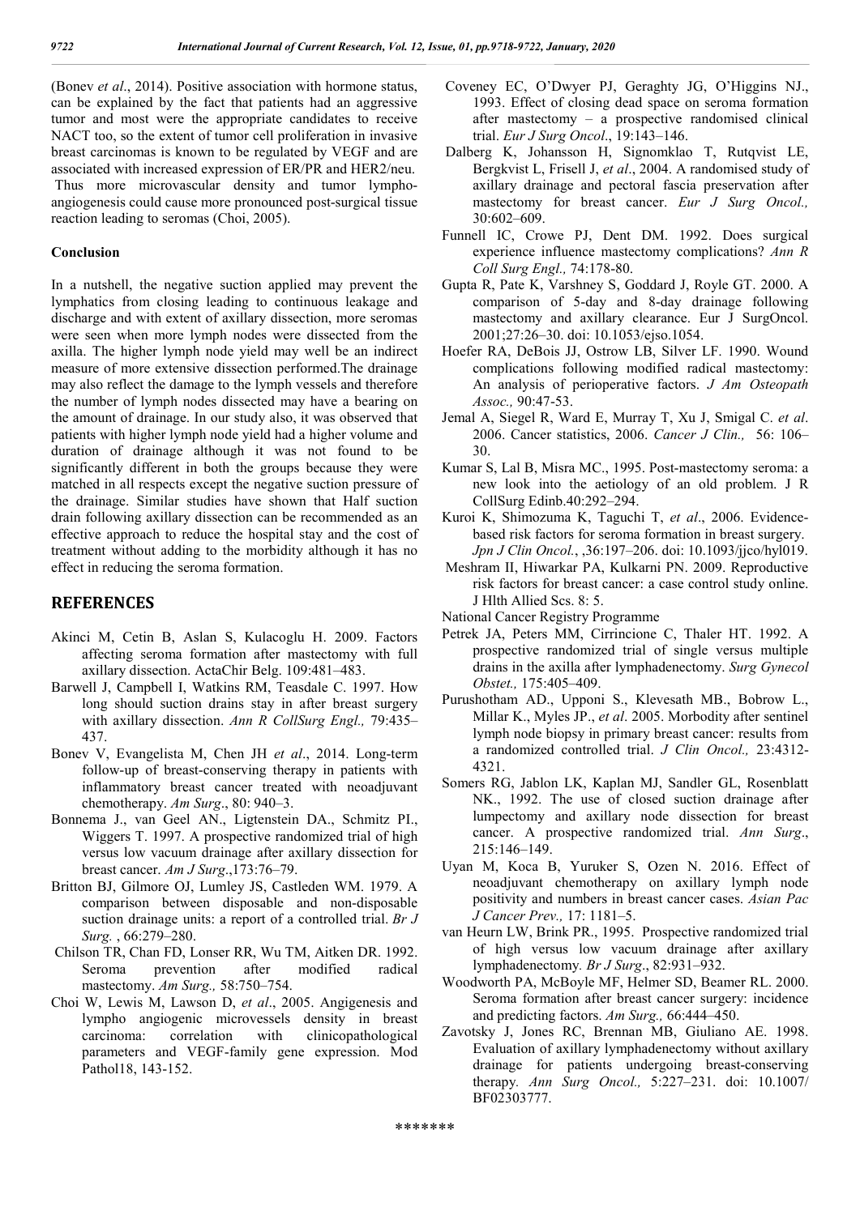(Bonev *et al*., 2014). Positive association with hormone status, can be explained by the fact that patients had an aggressive tumor and most were the appropriate candidates to receive NACT too, so the extent of tumor cell proliferation in invasive breast carcinomas is known to be regulated by VEGF and are associated with increased expression of ER/PR and HER2/neu. Thus more microvascular density and tumor lympho-angiogenesis could cause more pronounced post-surgical tissue reaction leading to seromas (Choi, 2005).

### Conclusion

In a nutshell, the negative suction applied may prevent the lymphatics from closing leading to continuous leakage and discharge and with extent of axillary dissection, more seromas were seen when more lymph nodes were dissected from the axilla. The higher lymph node yield may well be an indirect measure of more extensive dissection performed.The drainage may also reflect the damage to the lymph vessels and therefore the number of lymph nodes dissected may have a bearing on the amount of drainage. In our study also, it was observed that patients with higher lymph node yield had a higher volume and duration of drainage although it was not found to be significantly different in both the groups because they were matched in all respects except the negative suction pressure of the drainage. Similar studies have shown that Half suction drain following axillary dissection can be recommended as an effective approach to reduce the hospital stay and the cost of treatment without adding to the morbidity although it has no effect in reducing the seroma formation.

## REFERENCES

Akinci M, Cetin B, Aslan S, Kulacoglu H. 2009. Factors affecting seroma formation after mastectomy with full axillary dissection. ActaChir Belg. 109:481–483.

Barwell J, Campbell I, Watkins RM, Teasdale C. 1997. How long should suction drains stay in after breast surgery with axillary dissection. *Ann R CollSurg Engl.,* 79:435–437.

Bonev V, Evangelista M, Chen JH *et al*., 2014. Long-term follow-up of breast-conserving therapy in patients with inflammatory breast cancer treated with neoadjuvant chemotherapy. *Am Surg*., 80: 940–3.

Bonnema J., van Geel AN., Ligtenstein DA., Schmitz PI., Wiggers T. 1997. A prospective randomized trial of high versus low vacuum drainage after axillary dissection for breast cancer. *Am J Surg*.,173:76–79.

Britton BJ, Gilmore OJ, Lumley JS, Castleden WM. 1979. A comparison between disposable and non-disposable suction drainage units: a report of a controlled trial. *Br J Surg.* , 66:279–280.

Chilson TR, Chan FD, Lonser RR, Wu TM, Aitken DR. 1992. Seroma prevention after modified radical mastectomy. *Am Surg.,* 58:750–754.

Choi W, Lewis M, Lawson D, *et al*., 2005. Angigenesis and lympho angiogenic microvessels density in breast carcinoma: correlation with clinicopathological parameters and VEGF-family gene expression. Mod Pathol18, 143-152.

Coveney EC, O'Dwyer PJ, Geraghty JG, O'Higgins NJ., 1993. Effect of closing dead space on seroma formation after mastectomy – a prospective randomised clinical trial. *Eur J Surg Oncol*., 19:143–146.

Dalberg K, Johansson H, Signomklao T, Rutqvist LE, Bergkvist L, Frisell J, *et al*., 2004. A randomised study of axillary drainage and pectoral fascia preservation after mastectomy for breast cancer. *Eur J Surg Oncol.,* 30:602–609.

Funnell IC, Crowe PJ, Dent DM. 1992. Does surgical experience influence mastectomy complications? *Ann R Coll Surg Engl.,* 74:178-80.

Gupta R, Pate K, Varshney S, Goddard J, Royle GT. 2000. A comparison of 5-day and 8-day drainage following mastectomy and axillary clearance. Eur J SurgOncol. 2001;27:26–30. doi: 10.1053/ejso.1054.

Hoefer RA, DeBois JJ, Ostrow LB, Silver LF. 1990. Wound complications following modified radical mastectomy: An analysis of perioperative factors. *J Am Osteopath Assoc.,* 90:47-53.

Jemal A, Siegel R, Ward E, Murray T, Xu J, Smigal C. *et al*. 2006. Cancer statistics, 2006. *Cancer J Clin.,* 56: 106–30.

Kumar S, Lal B, Misra MC., 1995. Post-mastectomy seroma: a new look into the aetiology of an old problem. J R CollSurg Edinb.40:292–294.

Kuroi K, Shimozuma K, Taguchi T, *et al*., 2006. Evidence-based risk factors for seroma formation in breast surgery. *Jpn J Clin Oncol.*, ,36:197–206. doi: 10.1093/jjco/hyl019.

Meshram II, Hiwarkar PA, Kulkarni PN. 2009. Reproductive risk factors for breast cancer: a case control study online. J Hlth Allied Scs. 8: 5.

National Cancer Registry Programme

Petrek JA, Peters MM, Cirrincione C, Thaler HT. 1992. A prospective randomized trial of single versus multiple drains in the axilla after lymphadenectomy. *Surg Gynecol Obstet.,* 175:405–409.

Purushotham AD., Upponi S., Klevesath MB., Bobrow L., Millar K., Myles JP., *et al*. 2005. Morbodity after sentinel lymph node biopsy in primary breast cancer: results from a randomized controlled trial. *J Clin Oncol.,* 23:4312-4321.

Somers RG, Jablon LK, Kaplan MJ, Sandler GL, Rosenblatt NK., 1992. The use of closed suction drainage after lumpectomy and axillary node dissection for breast cancer. A prospective randomized trial. *Ann Surg*., 215:146–149.

Uyan M, Koca B, Yuruker S, Ozen N. 2016. Effect of neoadjuvant chemotherapy on axillary lymph node positivity and numbers in breast cancer cases. *Asian Pac J Cancer Prev.,* 17: 1181–5.

van Heurn LW, Brink PR., 1995. Prospective randomized trial of high versus low vacuum drainage after axillary lymphadenectomy. *Br J Surg*., 82:931–932.

Woodworth PA, McBoyle MF, Helmer SD, Beamer RL. 2000. Seroma formation after breast cancer surgery: incidence and predicting factors. *Am Surg.,* 66:444–450.

Zavotsky J, Jones RC, Brennan MB, Giuliano AE. 1998. Evaluation of axillary lymphadenectomy without axillary drainage for patients undergoing breast-conserving therapy*. Ann Surg Oncol.,* 5:227–231. doi: 10.1007/ BF02303777.

*******